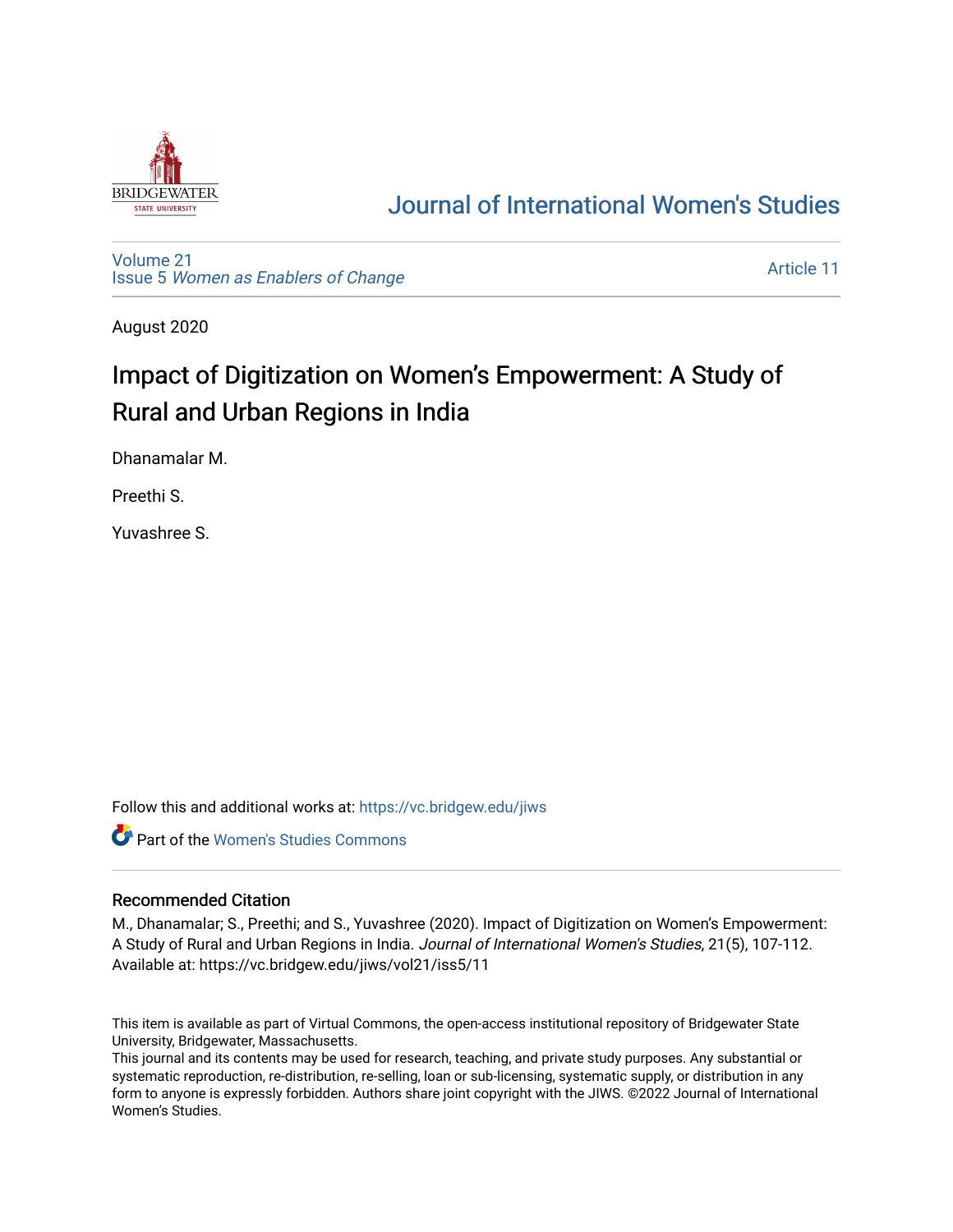# Journal of International Women's Studies

Volume 21
Issue 5 *Women as Enablers of Change*

Article 11

August 2020

## Impact of Digitization on Women's Empowerment: A Study of Rural and Urban Regions in India

Dhanamalar M.

Preethi S.

Yuvashree S.

Follow this and additional works at: https://vc.bridgew.edu/jiws

Part of the Women's Studies Commons

### Recommended Citation

M., Dhanamalar; S., Preethi; and S., Yuvashree (2020). Impact of Digitization on Women's Empowerment: A Study of Rural and Urban Regions in India. *Journal of International Women's Studies*, 21(5), 107-112. Available at: https://vc.bridgew.edu/jiws/vol21/iss5/11

This item is available as part of Virtual Commons, the open-access institutional repository of Bridgewater State University, Bridgewater, Massachusetts.

This journal and its contents may be used for research, teaching, and private study purposes. Any substantial or systematic reproduction, re-distribution, re-selling, loan or sub-licensing, systematic supply, or distribution in any form to anyone is expressly forbidden. Authors share joint copyright with the JIWS. ©2022 Journal of International Women's Studies.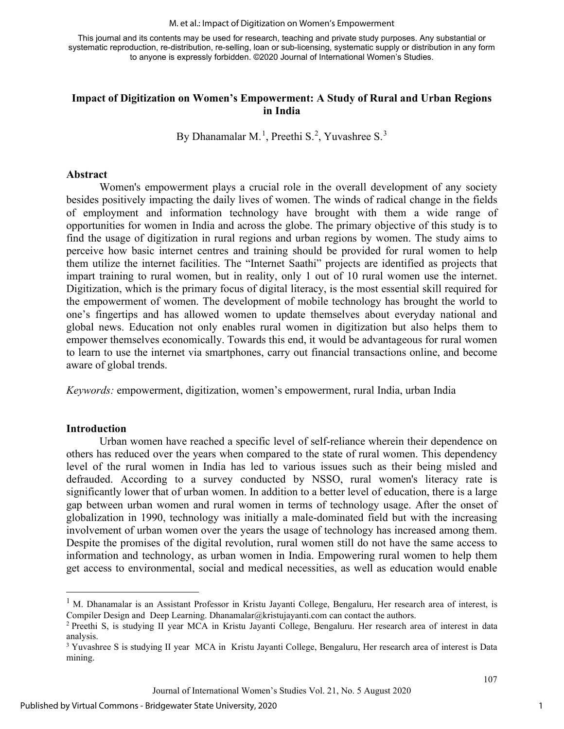This journal and its contents may be used for research, teaching and private study purposes. Any substantial or systematic reproduction, re-distribution, re-selling, loan or sub-licensing, systematic supply or distribution in any form to anyone is expressly forbidden. ©2020 Journal of International Women's Studies.

# Impact of Digitization on Women's Empowerment: A Study of Rural and Urban Regions in India

By Dhanamalar M.[1], Preethi S.[2], Yuvashree S.[3]

## Abstract

Women's empowerment plays a crucial role in the overall development of any society besides positively impacting the daily lives of women. The winds of radical change in the fields of employment and information technology have brought with them a wide range of opportunities for women in India and across the globe. The primary objective of this study is to find the usage of digitization in rural regions and urban regions by women. The study aims to perceive how basic internet centres and training should be provided for rural women to help them utilize the internet facilities. The "Internet Saathi" projects are identified as projects that impart training to rural women, but in reality, only 1 out of 10 rural women use the internet. Digitization, which is the primary focus of digital literacy, is the most essential skill required for the empowerment of women. The development of mobile technology has brought the world to one's fingertips and has allowed women to update themselves about everyday national and global news. Education not only enables rural women in digitization but also helps them to empower themselves economically. Towards this end, it would be advantageous for rural women to learn to use the internet via smartphones, carry out financial transactions online, and become aware of global trends.

*Keywords:* empowerment, digitization, women's empowerment, rural India, urban India

## Introduction

Urban women have reached a specific level of self-reliance wherein their dependence on others has reduced over the years when compared to the state of rural women. This dependency level of the rural women in India has led to various issues such as their being misled and defrauded. According to a survey conducted by NSSO, rural women's literacy rate is significantly lower that of urban women. In addition to a better level of education, there is a large gap between urban women and rural women in terms of technology usage. After the onset of globalization in 1990, technology was initially a male-dominated field but with the increasing involvement of urban women over the years the usage of technology has increased among them. Despite the promises of the digital revolution, rural women still do not have the same access to information and technology, as urban women in India. Empowering rural women to help them get access to environmental, social and medical necessities, as well as education would enable

---

[1] M. Dhanamalar is an Assistant Professor in Kristu Jayanti College, Bengaluru, Her research area of interest, is Compiler Design and Deep Learning. Dhanamalar@kristujayanti.com can contact the authors.

[2] Preethi S, is studying II year MCA in Kristu Jayanti College, Bengaluru. Her research area of interest in data analysis.

[3] Yuvashree S is studying II year MCA in Kristu Jayanti College, Bengaluru, Her research area of interest is Data mining.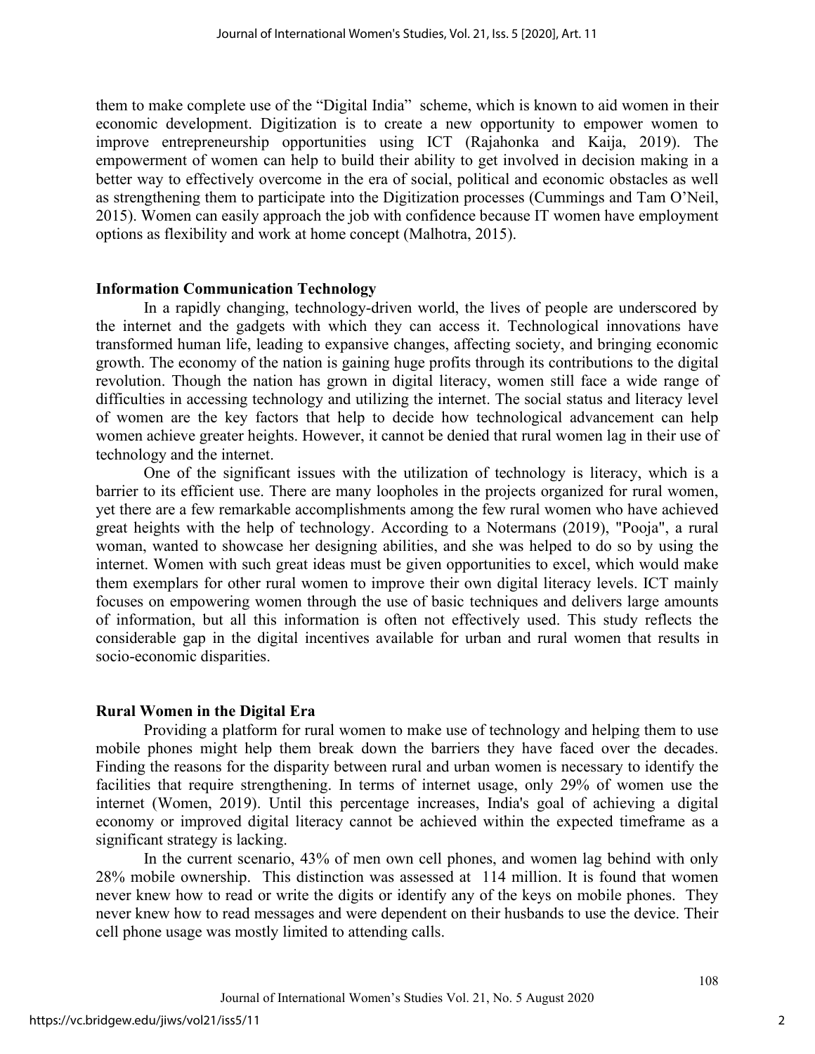them to make complete use of the "Digital India" scheme, which is known to aid women in their economic development. Digitization is to create a new opportunity to empower women to improve entrepreneurship opportunities using ICT (Rajahonka and Kaija, 2019). The empowerment of women can help to build their ability to get involved in decision making in a better way to effectively overcome in the era of social, political and economic obstacles as well as strengthening them to participate into the Digitization processes (Cummings and Tam O'Neil, 2015). Women can easily approach the job with confidence because IT women have employment options as flexibility and work at home concept (Malhotra, 2015).

## Information Communication Technology

In a rapidly changing, technology-driven world, the lives of people are underscored by the internet and the gadgets with which they can access it. Technological innovations have transformed human life, leading to expansive changes, affecting society, and bringing economic growth. The economy of the nation is gaining huge profits through its contributions to the digital revolution. Though the nation has grown in digital literacy, women still face a wide range of difficulties in accessing technology and utilizing the internet. The social status and literacy level of women are the key factors that help to decide how technological advancement can help women achieve greater heights. However, it cannot be denied that rural women lag in their use of technology and the internet.

One of the significant issues with the utilization of technology is literacy, which is a barrier to its efficient use. There are many loopholes in the projects organized for rural women, yet there are a few remarkable accomplishments among the few rural women who have achieved great heights with the help of technology. According to a Notermans (2019), "Pooja", a rural woman, wanted to showcase her designing abilities, and she was helped to do so by using the internet. Women with such great ideas must be given opportunities to excel, which would make them exemplars for other rural women to improve their own digital literacy levels. ICT mainly focuses on empowering women through the use of basic techniques and delivers large amounts of information, but all this information is often not effectively used. This study reflects the considerable gap in the digital incentives available for urban and rural women that results in socio-economic disparities.

## Rural Women in the Digital Era

Providing a platform for rural women to make use of technology and helping them to use mobile phones might help them break down the barriers they have faced over the decades. Finding the reasons for the disparity between rural and urban women is necessary to identify the facilities that require strengthening. In terms of internet usage, only 29% of women use the internet (Women, 2019). Until this percentage increases, India's goal of achieving a digital economy or improved digital literacy cannot be achieved within the expected timeframe as a significant strategy is lacking.

In the current scenario, 43% of men own cell phones, and women lag behind with only 28% mobile ownership. This distinction was assessed at 114 million. It is found that women never knew how to read or write the digits or identify any of the keys on mobile phones. They never knew how to read messages and were dependent on their husbands to use the device. Their cell phone usage was mostly limited to attending calls.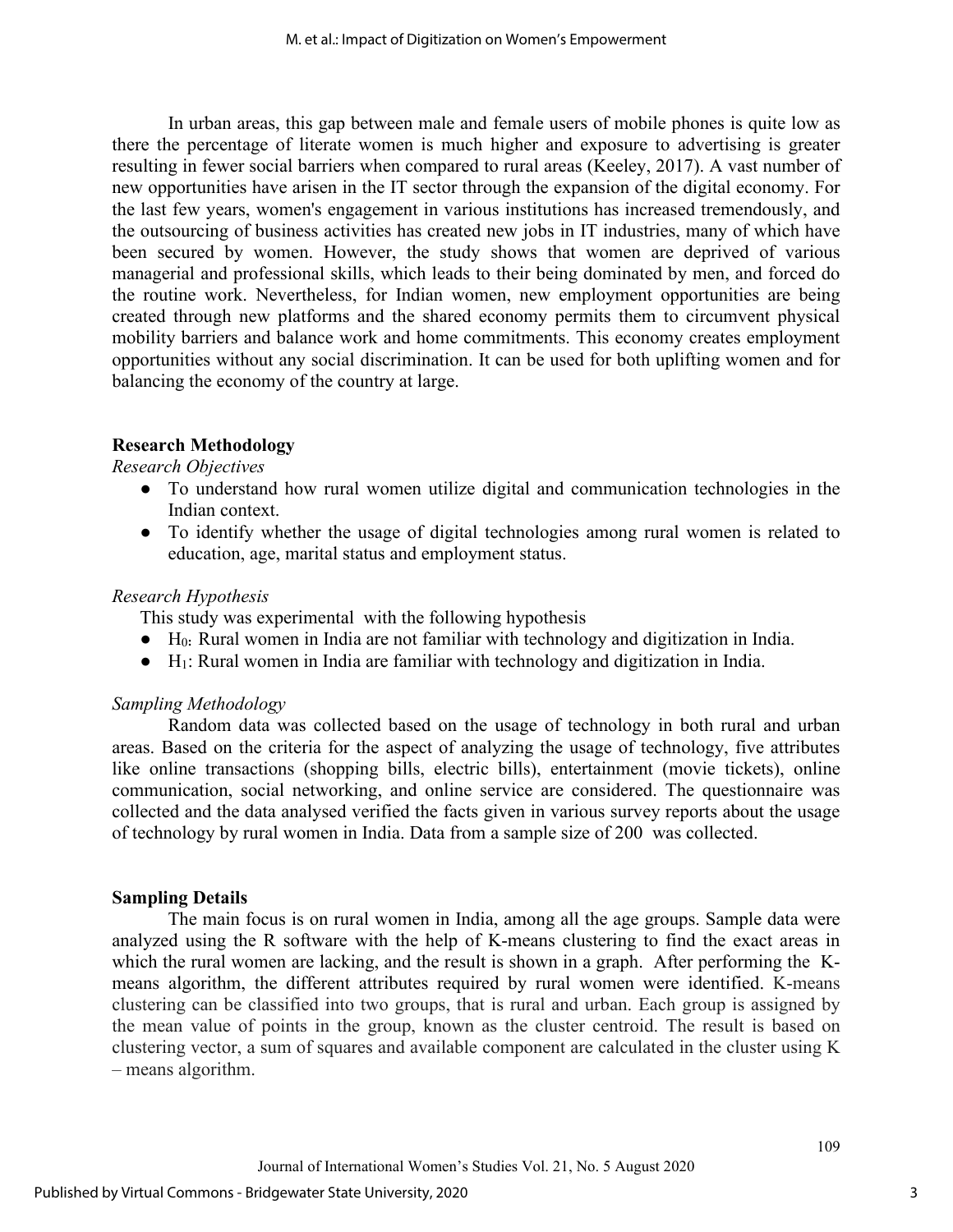In urban areas, this gap between male and female users of mobile phones is quite low as there the percentage of literate women is much higher and exposure to advertising is greater resulting in fewer social barriers when compared to rural areas (Keeley, 2017). A vast number of new opportunities have arisen in the IT sector through the expansion of the digital economy. For the last few years, women's engagement in various institutions has increased tremendously, and the outsourcing of business activities has created new jobs in IT industries, many of which have been secured by women. However, the study shows that women are deprived of various managerial and professional skills, which leads to their being dominated by men, and forced do the routine work. Nevertheless, for Indian women, new employment opportunities are being created through new platforms and the shared economy permits them to circumvent physical mobility barriers and balance work and home commitments. This economy creates employment opportunities without any social discrimination. It can be used for both uplifting women and for balancing the economy of the country at large.

## Research Methodology

*Research Objectives*

- To understand how rural women utilize digital and communication technologies in the Indian context.
- To identify whether the usage of digital technologies among rural women is related to education, age, marital status and employment status.

*Research Hypothesis*

This study was experimental with the following hypothesis

- $H_0$: Rural women in India are not familiar with technology and digitization in India.
- $H_1$: Rural women in India are familiar with technology and digitization in India.

*Sampling Methodology*

Random data was collected based on the usage of technology in both rural and urban areas. Based on the criteria for the aspect of analyzing the usage of technology, five attributes like online transactions (shopping bills, electric bills), entertainment (movie tickets), online communication, social networking, and online service are considered. The questionnaire was collected and the data analysed verified the facts given in various survey reports about the usage of technology by rural women in India. Data from a sample size of 200 was collected.

## Sampling Details

The main focus is on rural women in India, among all the age groups. Sample data were analyzed using the R software with the help of K-means clustering to find the exact areas in which the rural women are lacking, and the result is shown in a graph. After performing the K-means algorithm, the different attributes required by rural women were identified. K-means clustering can be classified into two groups, that is rural and urban. Each group is assigned by the mean value of points in the group, known as the cluster centroid. The result is based on clustering vector, a sum of squares and available component are calculated in the cluster using K – means algorithm.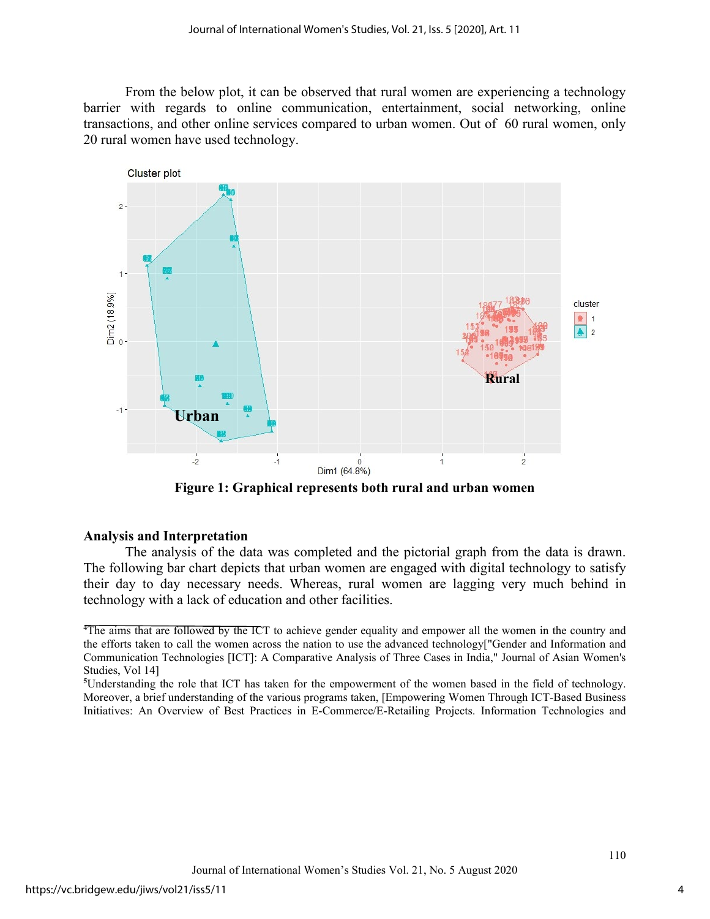From the below plot, it can be observed that rural women are experiencing a technology barrier with regards to online communication, entertainment, social networking, online transactions, and other online services compared to urban women. Out of 60 rural women, only 20 rural women have used technology.

**Figure 1: Graphical represents both rural and urban women**

### Analysis and Interpretation

The analysis of the data was completed and the pictorial graph from the data is drawn. The following bar chart depicts that urban women are engaged with digital technology to satisfy their day to day necessary needs. Whereas, rural women are lagging very much behind in technology with a lack of education and other facilities.

---

[4]The aims that are followed by the ICT to achieve gender equality and empower all the women in the country and the efforts taken to call the women across the nation to use the advanced technology["Gender and Information and Communication Technologies [ICT]: A Comparative Analysis of Three Cases in India," Journal of Asian Women's Studies, Vol 14]

[5]Understanding the role that ICT has taken for the empowerment of the women based in the field of technology. Moreover, a brief understanding of the various programs taken, [Empowering Women Through ICT-Based Business Initiatives: An Overview of Best Practices in E-Commerce/E-Retailing Projects. Information Technologies and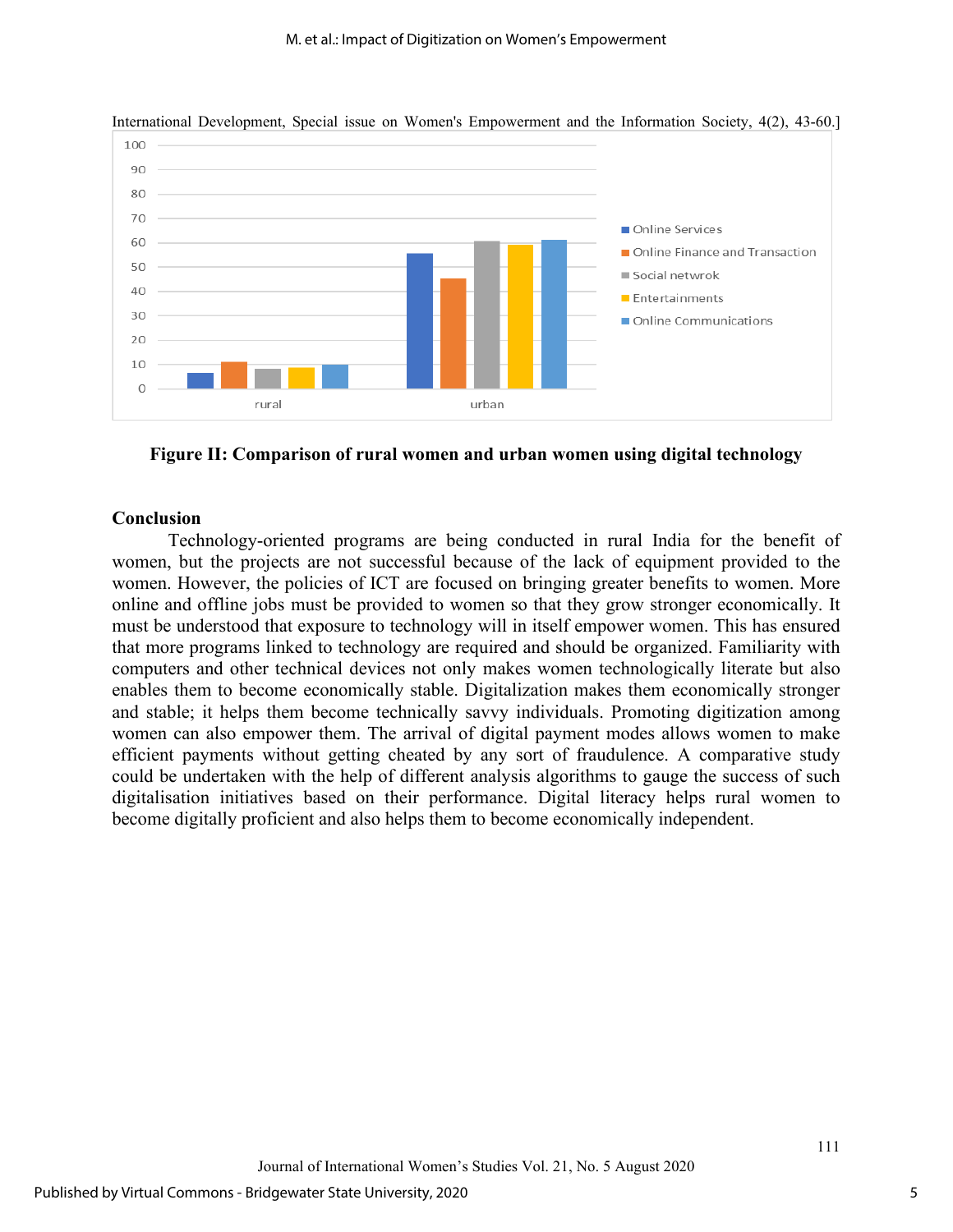International Development, Special issue on Women's Empowerment and the Information Society, 4(2), 43-60.]

**Figure II: Comparison of rural women and urban women using digital technology**

## Conclusion

Technology-oriented programs are being conducted in rural India for the benefit of women, but the projects are not successful because of the lack of equipment provided to the women. However, the policies of ICT are focused on bringing greater benefits to women. More online and offline jobs must be provided to women so that they grow stronger economically. It must be understood that exposure to technology will in itself empower women. This has ensured that more programs linked to technology are required and should be organized. Familiarity with computers and other technical devices not only makes women technologically literate but also enables them to become economically stable. Digitalization makes them economically stronger and stable; it helps them become technically savvy individuals. Promoting digitization among women can also empower them. The arrival of digital payment modes allows women to make efficient payments without getting cheated by any sort of fraudulence. A comparative study could be undertaken with the help of different analysis algorithms to gauge the success of such digitalisation initiatives based on their performance. Digital literacy helps rural women to become digitally proficient and also helps them to become economically independent.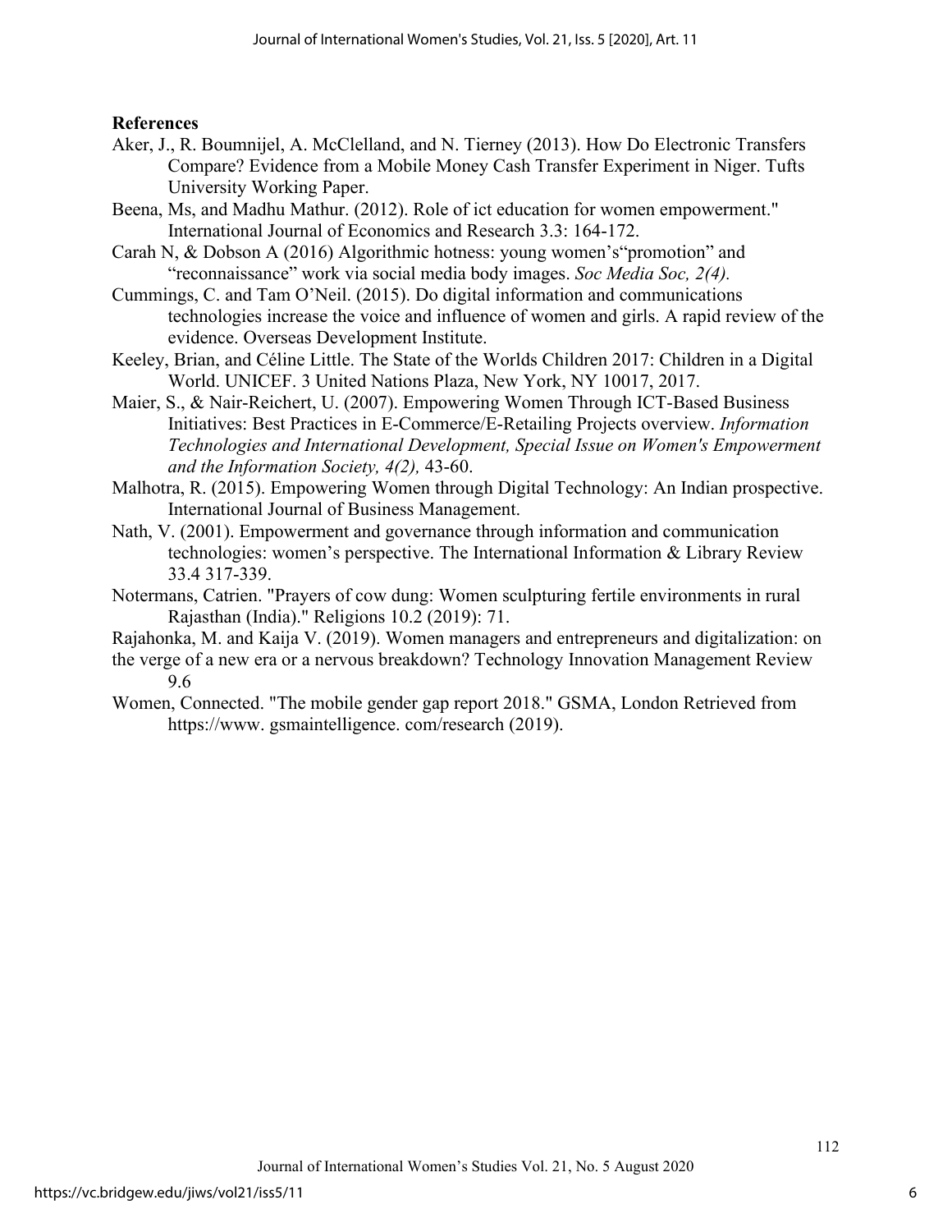**References**

Aker, J., R. Boumnijel, A. McClelland, and N. Tierney (2013). How Do Electronic Transfers Compare? Evidence from a Mobile Money Cash Transfer Experiment in Niger. Tufts University Working Paper.

Beena, Ms, and Madhu Mathur. (2012). Role of ict education for women empowerment." International Journal of Economics and Research 3.3: 164-172.

Carah N, & Dobson A (2016) Algorithmic hotness: young women's"promotion" and "reconnaissance" work via social media body images. *Soc Media Soc, 2(4).*

Cummings, C. and Tam O'Neil. (2015). Do digital information and communications technologies increase the voice and influence of women and girls. A rapid review of the evidence. Overseas Development Institute.

Keeley, Brian, and Céline Little. The State of the Worlds Children 2017: Children in a Digital World. UNICEF. 3 United Nations Plaza, New York, NY 10017, 2017.

Maier, S., & Nair-Reichert, U. (2007). Empowering Women Through ICT-Based Business Initiatives: Best Practices in E-Commerce/E-Retailing Projects overview. *Information Technologies and International Development, Special Issue on Women's Empowerment and the Information Society, 4(2),* 43-60.

Malhotra, R. (2015). Empowering Women through Digital Technology: An Indian prospective. International Journal of Business Management.

Nath, V. (2001). Empowerment and governance through information and communication technologies: women's perspective. The International Information & Library Review 33.4 317-339.

Notermans, Catrien. "Prayers of cow dung: Women sculpturing fertile environments in rural Rajasthan (India)." Religions 10.2 (2019): 71.

Rajahonka, M. and Kaija V. (2019). Women managers and entrepreneurs and digitalization: on the verge of a new era or a nervous breakdown? Technology Innovation Management Review 9.6

Women, Connected. "The mobile gender gap report 2018." GSMA, London Retrieved from https://www. gsmaintelligence. com/research (2019).